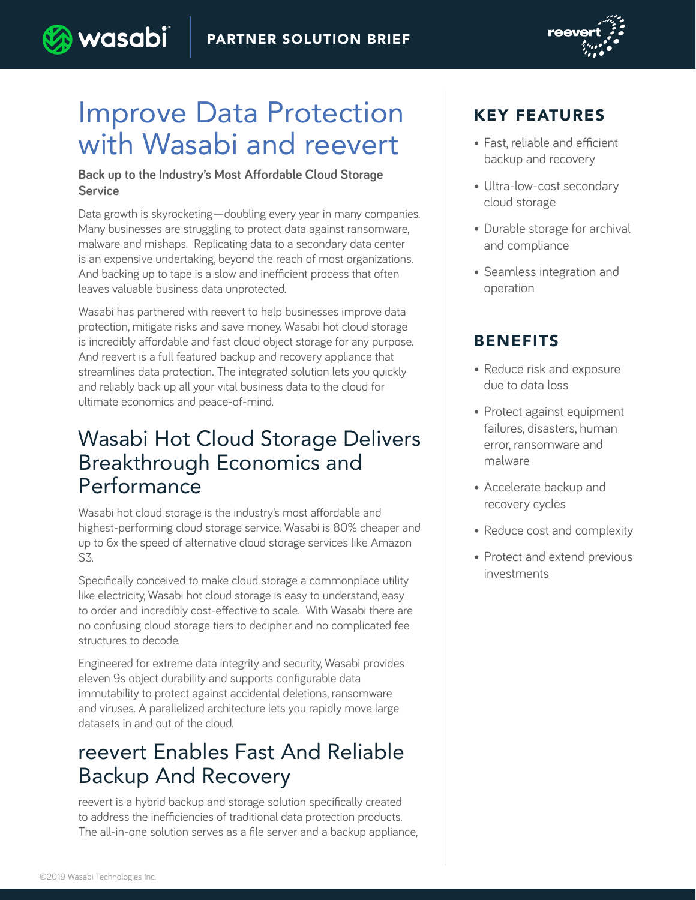# Improve Data Protection with Wasabi and reevert

**Back up to the Industry's Most Affordable Cloud Storage Service**

Data growth is skyrocketing—doubling every year in many companies. Many businesses are struggling to protect data against ransomware, malware and mishaps. Replicating data to a secondary data center is an expensive undertaking, beyond the reach of most organizations. And backing up to tape is a slow and inefficient process that often leaves valuable business data unprotected.

Wasabi has partnered with reevert to help businesses improve data protection, mitigate risks and save money. Wasabi hot cloud storage is incredibly affordable and fast cloud object storage for any purpose. And reevert is a full featured backup and recovery appliance that streamlines data protection. The integrated solution lets you quickly and reliably back up all your vital business data to the cloud for ultimate economics and peace-of-mind.

## Wasabi Hot Cloud Storage Delivers Breakthrough Economics and Performance

Wasabi hot cloud storage is the industry's most affordable and highest-performing cloud storage service. Wasabi is 80% cheaper and up to 6x the speed of alternative cloud storage services like Amazon S3.

Specifically conceived to make cloud storage a commonplace utility like electricity, Wasabi hot cloud storage is easy to understand, easy to order and incredibly cost-effective to scale. With Wasabi there are no confusing cloud storage tiers to decipher and no complicated fee structures to decode.

Engineered for extreme data integrity and security, Wasabi provides eleven 9s object durability and supports configurable data immutability to protect against accidental deletions, ransomware and viruses. A parallelized architecture lets you rapidly move large datasets in and out of the cloud.

## reevert Enables Fast And Reliable Backup And Recovery

reevert is a hybrid backup and storage solution specifically created to address the inefficiencies of traditional data protection products. The all-in-one solution serves as a file server and a backup appliance,

## KEY FEATURES

- Fast, reliable and efficient backup and recovery
- Ultra-low-cost secondary cloud storage
- Durable storage for archival and compliance
- Seamless integration and operation

## BENEFITS

- Reduce risk and exposure due to data loss
- Protect against equipment failures, disasters, human error, ransomware and malware
- Accelerate backup and recovery cycles
- Reduce cost and complexity
- Protect and extend previous investments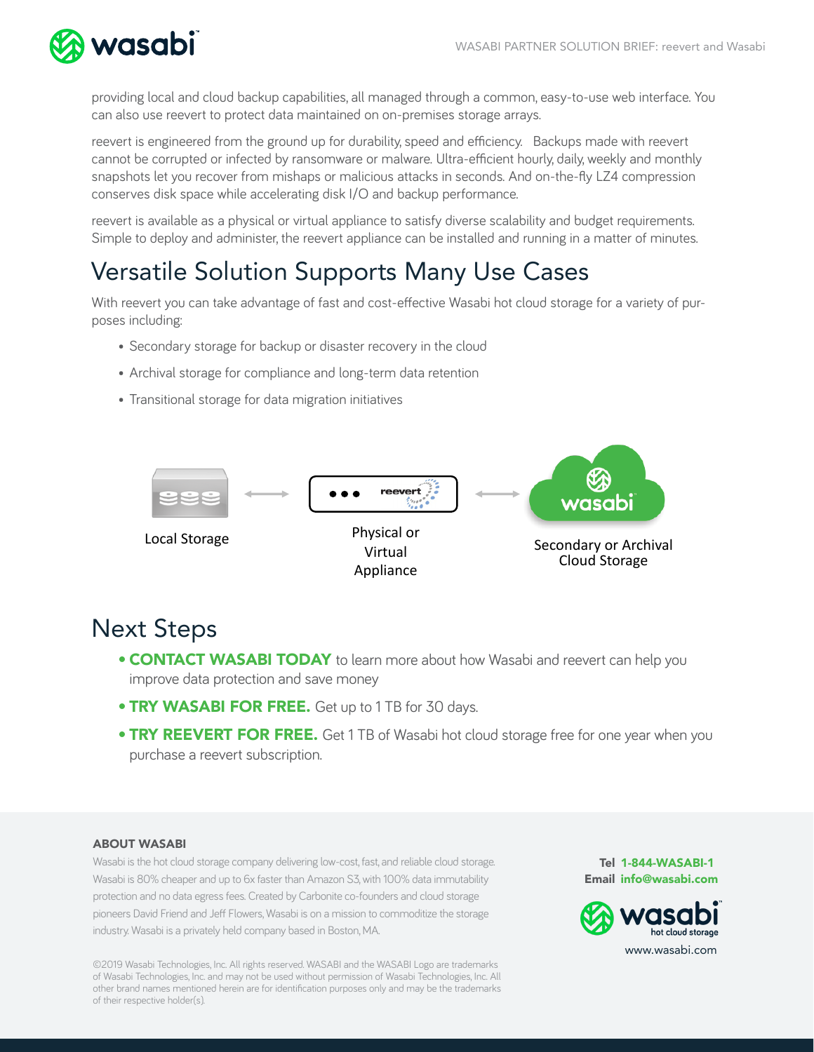providing local and cloud backup capabilities, all managed through a common, easy-to-use web interface. You can also use reevert to protect data maintained on on-premises storage arrays.

reevert is engineered from the ground up for durability, speed and efficiency. Backups made with reevert cannot be corrupted or infected by ransomware or malware. Ultra-efficient hourly, daily, weekly and monthly snapshots let you recover from mishaps or malicious attacks in seconds. And on-the-fly LZ4 compression conserves disk space while accelerating disk I/O and backup performance.

reevert is available as a physical or virtual appliance to satisfy diverse scalability and budget requirements. Simple to deploy and administer, the reevert appliance can be installed and running in a matter of minutes.

## Versatile Solution Supports Many Use Cases

With reevert you can take advantage of fast and cost-effective Wasabi hot cloud storage for a variety of purposes including:

- Secondary storage for backup or disaster recovery in the cloud
- Archival storage for compliance and long-term data retention
- Transitional storage for data migration initiatives

Local Storage

reevert

Physical or Virtual Appliance

wasabi

Secondary or Archival Cloud Storage

## Next Steps

- **CONTACT WASABI TODAY** to learn more about how Wasabi and reevert can help you improve data protection and save money
- **TRY WASABI FOR FREE.** Get up to 1 TB for 30 days.
- **TRY REEVERT FOR FREE.** Get 1 TB of Wasabi hot cloud storage free for one year when you purchase a reevert subscription.

**ABOUT WASABI**

Wasabi is the hot cloud storage company delivering low-cost, fast, and reliable cloud storage. Wasabi is 80% cheaper and up to 6x faster than Amazon S3, with 100% data immutability protection and no data egress fees. Created by Carbonite co-founders and cloud storage pioneers David Friend and Jeff Flowers, Wasabi is on a mission to commoditize the storage industry. Wasabi is a privately held company based in Boston, MA.

©2019 Wasabi Technologies, Inc. All rights reserved. WASABI and the WASABI Logo are trademarks of Wasabi Technologies, Inc. and may not be used without permission of Wasabi Technologies, Inc. All other brand names mentioned herein are for identification purposes only and may be the trademarks of their respective holder(s).

**Tel** 1-844-WASABI-1
**Email** info@wasabi.com

wasabi hot cloud storage

www.wasabi.com